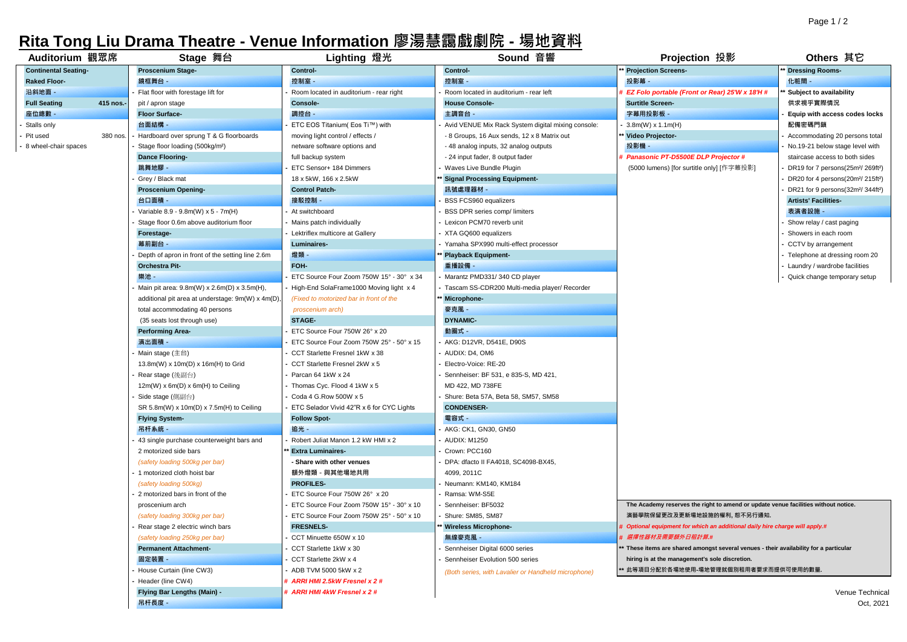# Rita Tong Liu Drama Theatre - Venue Information 廖湯慧靄戲劇院 - 場地資料

## Auditorium 觀眾席

**Continental Seating-**

**Raked Floor-**

沿斜地面 -

**Full Seating** 415 nos.-

座位總數 -

- Stalls only
- Pit used 380 nos.
- 8 wheel-chair spaces

## Stage 舞台

**Proscenium Stage-**

鏡框舞台 -

- Flat floor with forestage lift for pit / apron stage

**Floor Surface-**

台面結構 -

- Hardboard over sprung T & G floorboards
- Stage floor loading (500kg/m²)

**Dance Flooring-**

跳舞地膠 -

- Grey / Black mat

**Proscenium Opening-**

台口面積 -

- Variable 8.9 - 9.8m(W) x 5 - 7m(H)
- Stage floor 0.6m above auditorium floor

**Forestage-**

幕前副台 -

- Depth of apron in front of the setting line 2.6m

**Orchestra Pit-**

樂池 -

- Main pit area: 9.8m(W) x 2.6m(D) x 3.5m(H), additional pit area at understage: 9m(W) x 4m(D), total accommodating 40 persons (35 seats lost through use)

**Performing Area-**

演出面積 -

- Main stage (主台) 13.8m(W) x 10m(D) x 16m(H) to Grid
- Rear stage (後副台) 12m(W) x 6m(D) x 6m(H) to Ceiling
- Side stage (側副台) SR 5.8m(W) x 10m(D) x 7.5m(H) to Ceiling

**Flying System-**

吊杆系統 -

- 43 single purchase counterweight bars and 2 motorized side bars *(safety loading 500kg per bar)*
- 1 motorized cloth hoist bar *(safety loading 500kg)*
- 2 motorized bars in front of the proscenium arch *(safety loading 300kg per bar)*
- Rear stage 2 electric winch bars *(safety loading 250kg per bar)*

**Permanent Attachment-**

固定裝置 -

- House Curtain (line CW3)
- Header (line CW4)

**Flying Bar Lengths (Main) -**

吊杆長度 -

## Lighting 燈光

**Control-**

控制室 -

- Room located in auditorium - rear right

**Console-**

調控台 -

- ETC EOS Titanium( Eos Ti™) with moving light control / effects / netware software options and full backup system
- ETC Sensor+ 184 Dimmers 18 x 5kW, 166 x 2.5kW

**Control Patch-**

接駁控制 -

- At switchboard
- Mains patch individually
- Lektriflex multicore at Gallery

**Luminaires-**

燈類 -

**FOH-**

- ETC Source Four Zoom 750W 15° - 30° x 34
- High-End SolaFrame1000 Moving light x 4 *(Fixed to motorized bar in front of the proscenium arch)*

**STAGE-**

- ETC Source Four 750W 26° x 20
- ETC Source Four Zoom 750W 25° - 50° x 15
- CCT Starlette Fresnel 1kW x 38
- CCT Starlette Fresnel 2kW x 5
- Parcan 64 1kW x 24
- Thomas Cyc. Flood 4 1kW x 5
- Coda 4 G.Row 500W x 5
- ETC Selador Vivid 42"R x 6 for CYC Lights

**Follow Spot-**

追光 -

- Robert Juliat Manon 1.2 kW HMI x 2

** **Extra Luminaires-**

**- Share with other venues**

**額外燈類 - 與其他場地共用**

**PROFILES-**

- ETC Source Four 750W 26° x 20
- ETC Source Four Zoom 750W 15° - 30° x 10
- ETC Source Four Zoom 750W 25° - 50° x 10

**FRESNELS-**

- CCT Minuette 650W x 10
- CCT Starlette 1kW x 30
- CCT Starlette 2kW x 4
- ADB TVM 5000 5kW x 2

*# ARRI HMI 2.5kW Fresnel x 2 #*

*# ARRI HMI 4kW Fresnel x 2 #*

## Sound 音響

**Control-**

控制室 -

- Room located in auditorium - rear left

**House Console-**

主調音台 -

- Avid VENUE Mix Rack System digital mixing console:
  - 8 Groups, 16 Aux sends, 12 x 8 Matrix out
  - 48 analog inputs, 32 analog outputs
  - 24 input fader, 8 output fader
- Waves Live Bundle Plugin

** **Signal Processing Equipment-**

訊號處理器材 -

- BSS FCS960 equalizers
- BSS DPR series comp/ limiters
- Lexicon PCM70 reverb unit
- XTA GQ600 equalizers
- Yamaha SPX990 multi-effect processor

** **Playback Equipment-**

重播設備 -

- Marantz PMD331/ 340 CD player
- Tascam SS-CDR200 Multi-media player/ Recorder

** **Microphone-**

麥克風 -

**DYNAMIC-**

動圈式 -

- AKG: D12VR, D541E, D90S
- AUDIX: D4, OM6
- Electro-Voice: RE-20
- Sennheiser: BF 531, e 835-S, MD 421, MD 422, MD 738FE
- Shure: Beta 57A, Beta 58, SM57, SM58

**CONDENSER-**

電容式 -

- AKG: CK1, GN30, GN50
- AUDIX: M1250
- Crown: PCC160
- DPA: dfacto II FA4018, SC4098-BX45, 4099, 2011C
- Neumann: KM140, KM184
- Ramsa: WM-S5E
- Sennheiser: BF5032
- Shure: SM85, SM87

** **Wireless Microphone-**

無線麥克風 -

- Sennheiser Digital 6000 series
- Sennheiser Evolution 500 series

*(Both series, with Lavalier or Handheld microphone)*

## Projection 投影

** **Projection Screens-**

投影幕 -

*# EZ Folo portable (Front or Rear) 25'W x 18'H #*

**Surtitle Screen-**

字幕用投影板 -

- 3.8m(W) x 1.1m(H)

** **Video Projector-**

投影機 -

*# Panasonic PT-D5500E DLP Projector #*

(5000 lumens) [for surtitle only] [作字幕投影]

## Others 其它

** **Dressing Rooms-**

化粧間 -

** Subject to availability

供求視乎實際情況

- Equip with access codes locks

配備密碼門鎖

- Accommodating 20 persons total
- No.19-21 below stage level with staircase access to both sides
- DR19 for 7 persons(25m²/ 269ft²)
- DR20 for 4 persons(20m²/ 215ft²)
- DR21 for 9 persons(32m²/ 344ft²)

**Artists' Facilities-**

表演者設施 -

- Show relay / cast paging
- Showers in each room
- CCTV by arrangement
- Telephone at dressing room 20
- Laundry / wardrobe facilities
- Quick change temporary setup

---

**The Academy reserves the right to amend or update venue facilities without notice.**

**演藝學院保留更改及更新場地設施的權利, 恕不另行通知.**

*# Optional equipment for which an additional daily hire charge will apply.#*

*# 選擇性器材及需要額外日租計算.#*

** **These items are shared amongst several venues - their availability for a particular hiring is at the management's sole discretion.**

** **此等項目分配於各場地使用-場地管理就個別租用者要求而提供可使用的數量.**

Venue Technical

Oct, 2021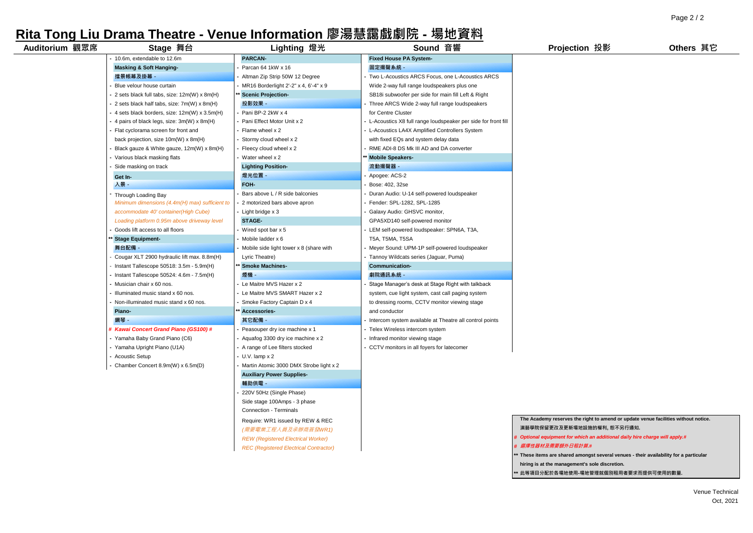# Rita Tong Liu Drama Theatre - Venue Information 廖湯慧靄戲劇院 - 場地資料

## Auditorium 觀眾席

## Stage 舞台

- 10.6m, extendable to 12.6m

**Masking & Soft Hanging-**
**擋景帳幕及掛幕 -**

- Blue velour house curtain
- 2 sets black full tabs, size: 12m(W) x 8m(H)
- 2 sets black half tabs, size: 7m(W) x 8m(H)
- 4 sets black borders, size: 12m(W) x 3.5m(H)
- 4 pairs of black legs, size: 3m(W) x 8m(H)
- Flat cyclorama screen for front and back projection, size 10m(W) x 8m(H)
- Black gauze & White gauze, 12m(W) x 8m(H)
- Various black masking flats
- Side masking on track

**Get In-**
**入景 -**

- Through Loading Bay
  *Minimum dimensions (4.4m(H) max) sufficient to accommodate 40' container(High Cube)*
  *Loading platform 0.95m above driveway level*
- Goods lift access to all floors

** **Stage Equipment-**
**舞台配備 -**

- Cougar XLT 2900 hydraulic lift max. 8.8m(H)
- Instant Tallescope 50518: 3.5m - 5.9m(H)
- Instant Tallescope 50524: 4.6m - 7.5m(H)
- Musician chair x 60 nos.
- Illuminated music stand x 60 nos.
- Non-illuminated music stand x 60 nos.

**Piano-**
**鋼琴 -**

# ***Kawai Concert Grand Piano (GS100)*** #
- Yamaha Baby Grand Piano (C6)
- Yamaha Upright Piano (U1A)
- Acoustic Setup
- Chamber Concert 8.9m(W) x 6.5m(D)

## Lighting 燈光

**PARCAN-**

- Parcan 64 1kW x 16
- Altman Zip Strip 50W 12 Degree
- MR16 Borderlight 2'-2" x 4, 6'-4" x 9

** **Scenic Projection-**
**投影效果 -**

- Pani BP-2 2kW x 4
- Pani Effect Motor Unit x 2
- Flame wheel x 2
- Stormy cloud wheel x 2
- Fleecy cloud wheel x 2
- Water wheel x 2

**Lighting Position-**
**燈光位置 -**

**FOH-**

- Bars above L / R side balconies
- 2 motorized bars above apron
- Light bridge x 3

**STAGE-**

- Wired spot bar x 5
- Mobile ladder x 6
- Mobile side light tower x 8 (share with Lyric Theatre)

** **Smoke Machines-**
**煙機 -**

- Le Maitre MVS Hazer x 2
- Le Maitre MVS SMART Hazer x 2
- Smoke Factory Captain D x 4

** **Accessories-**
**其它配備 -**

- Peasouper dry ice machine x 1
- Aquafog 3300 dry ice machine x 2
- A range of Lee filters stocked
- U.V. lamp x 2
- Martin Atomic 3000 DMX Strobe light x 2

**Auxiliary Power Supplies-**
**輔助供電 -**

- 220V 50Hz (Single Phase)
  Side stage 100Amps - 3 phase
  Connection - Terminals
  Require: WR1 issued by REW & REC
  *(需要電業工程人員及承辦商簽發WR1)*
  *REW (Registered Electrical Worker)*
  *REC (Registered Electrical Contractor)*

## Sound 音響

**Fixed House PA System-**
**固定揚聲系統 -**

- Two L-Acoustics ARCS Focus, one L-Acoustics ARCS Wide 2-way full range loudspeakers plus one SB18i subwoofer per side for main fill Left & Right
- Three ARCS Wide 2-way full range loudspeakers for Centre Cluster
- L-Acoustics X8 full range loudspeaker per side for front fill
- L-Acoustics LA4X Amplified Controllers System with fixed EQs and system delay data
- RME ADI-8 DS Mk III AD and DA converter

** **Mobile Speakers-**
**流動揚聲器 -**

- Apogee: ACS-2
- Bose: 402, 32se
- Duran Audio: U-14 self-powered loudspeaker
- Fender: SPL-1282, SPL-1285
- Galaxy Audio: GHSVC monitor, GPA5XD140 self-powered monitor
- LEM self-powered loudspeaker: SPN6A, T3A, T5A, T5MA, T5SA
- Meyer Sound: UPM-1P self-powered loudspeaker
- Tannoy Wildcats series (Jaguar, Puma)

**Communication-**
**劇院通訊系統 -**

- Stage Manager's desk at Stage Right with talkback system, cue light system, cast call paging system to dressing rooms, CCTV monitor viewing stage and conductor
- Intercom system available at Theatre all control points
- Telex Wireless intercom system
- Infrared monitor viewing stage
- CCTV monitors in all foyers for latecomer

## Projection 投影

## Others 其它

**The Academy reserves the right to amend or update venue facilities without notice.**
**演藝學院保留更改及更新場地設施的權利, 恕不另行通知.**

# ***Optional equipment for which an additional daily hire charge will apply.#***
# ***選擇性器材及需要額外日租計算.#***

** **These items are shared amongst several venues - their availability for a particular hiring is at the management's sole discretion.**
** **此等項目分配於各場地使用-場地管理就個別租用者要求而提供可使用的數量.**

Venue Technical
Oct, 2021